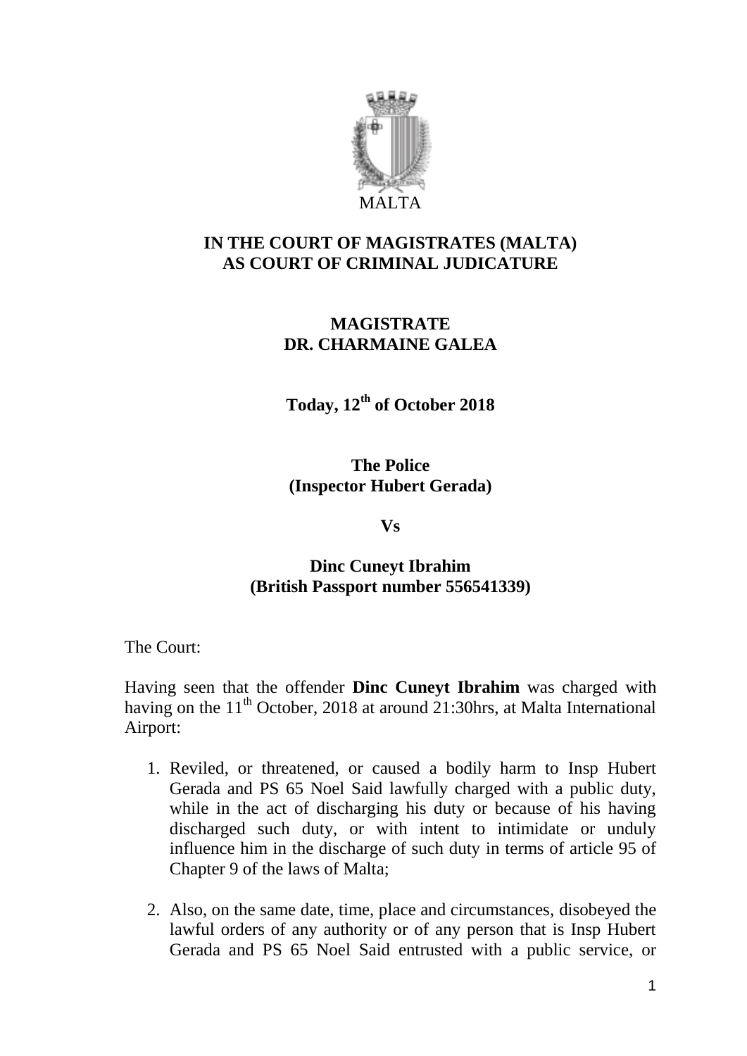MALTA

**IN THE COURT OF MAGISTRATES (MALTA)**
**AS COURT OF CRIMINAL JUDICATURE**

**MAGISTRATE**
**DR. CHARMAINE GALEA**

**Today, 12th of October 2018**

**The Police**
**(Inspector Hubert Gerada)**

**Vs**

**Dinc Cuneyt Ibrahim**
**(British Passport number 556541339)**

The Court:

Having seen that the offender **Dinc Cuneyt Ibrahim** was charged with having on the 11th October, 2018 at around 21:30hrs, at Malta International Airport:

1. Reviled, or threatened, or caused a bodily harm to Insp Hubert Gerada and PS 65 Noel Said lawfully charged with a public duty, while in the act of discharging his duty or because of his having discharged such duty, or with intent to intimidate or unduly influence him in the discharge of such duty in terms of article 95 of Chapter 9 of the laws of Malta;

2. Also, on the same date, time, place and circumstances, disobeyed the lawful orders of any authority or of any person that is Insp Hubert Gerada and PS 65 Noel Said entrusted with a public service, or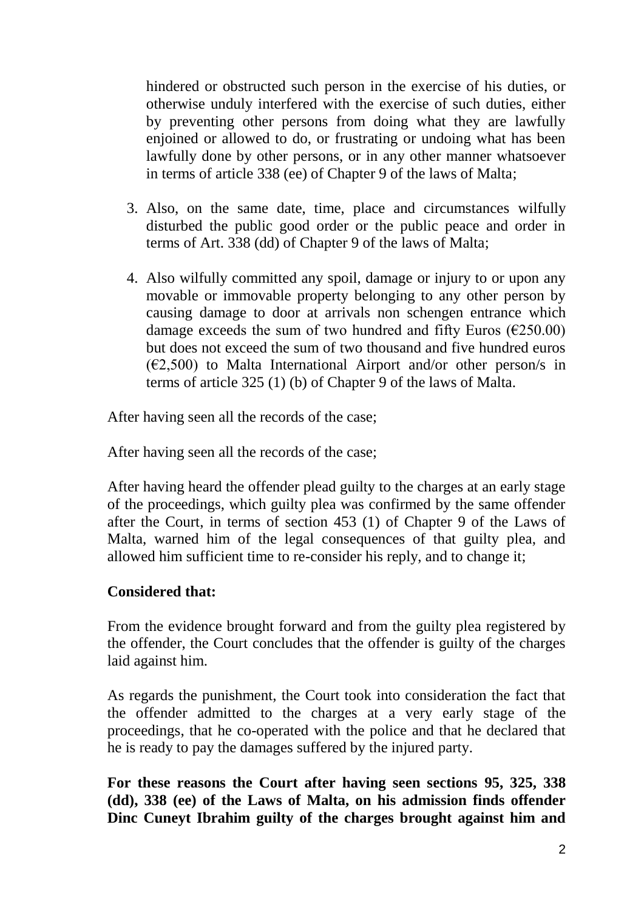hindered or obstructed such person in the exercise of his duties, or otherwise unduly interfered with the exercise of such duties, either by preventing other persons from doing what they are lawfully enjoined or allowed to do, or frustrating or undoing what has been lawfully done by other persons, or in any other manner whatsoever in terms of article 338 (ee) of Chapter 9 of the laws of Malta;

3. Also, on the same date, time, place and circumstances wilfully disturbed the public good order or the public peace and order in terms of Art. 338 (dd) of Chapter 9 of the laws of Malta;

4. Also wilfully committed any spoil, damage or injury to or upon any movable or immovable property belonging to any other person by causing damage to door at arrivals non schengen entrance which damage exceeds the sum of two hundred and fifty Euros (€250.00) but does not exceed the sum of two thousand and five hundred euros (€2,500) to Malta International Airport and/or other person/s in terms of article 325 (1) (b) of Chapter 9 of the laws of Malta.

After having seen all the records of the case;

After having seen all the records of the case;

After having heard the offender plead guilty to the charges at an early stage of the proceedings, which guilty plea was confirmed by the same offender after the Court, in terms of section 453 (1) of Chapter 9 of the Laws of Malta, warned him of the legal consequences of that guilty plea, and allowed him sufficient time to re-consider his reply, and to change it;

**Considered that:**

From the evidence brought forward and from the guilty plea registered by the offender, the Court concludes that the offender is guilty of the charges laid against him.

As regards the punishment, the Court took into consideration the fact that the offender admitted to the charges at a very early stage of the proceedings, that he co-operated with the police and that he declared that he is ready to pay the damages suffered by the injured party.

**For these reasons the Court after having seen sections 95, 325, 338 (dd), 338 (ee) of the Laws of Malta, on his admission finds offender Dinc Cuneyt Ibrahim guilty of the charges brought against him and**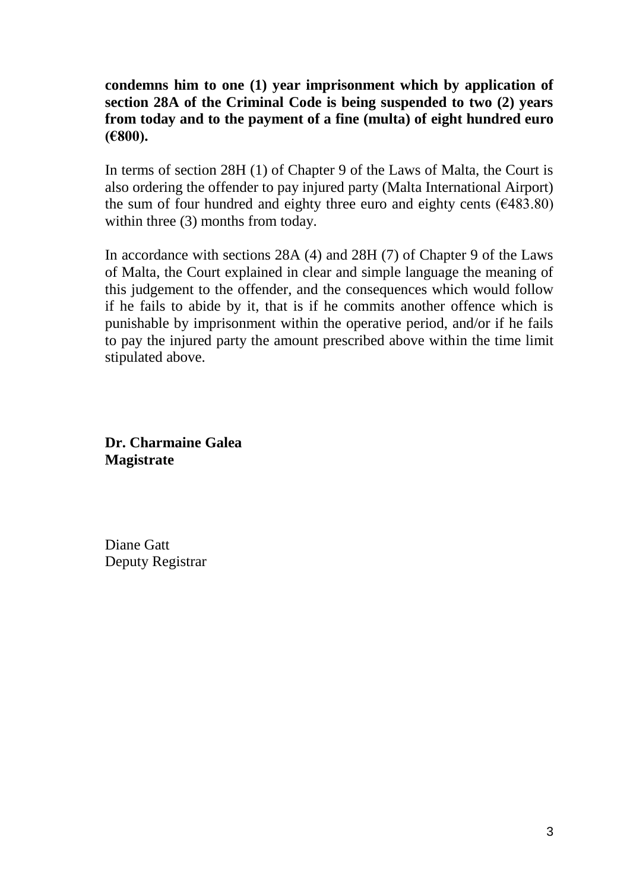**condemns him to one (1) year imprisonment which by application of section 28A of the Criminal Code is being suspended to two (2) years from today and to the payment of a fine (multa) of eight hundred euro (€800).**

In terms of section 28H (1) of Chapter 9 of the Laws of Malta, the Court is also ordering the offender to pay injured party (Malta International Airport) the sum of four hundred and eighty three euro and eighty cents (€483.80) within three (3) months from today.

In accordance with sections 28A (4) and 28H (7) of Chapter 9 of the Laws of Malta, the Court explained in clear and simple language the meaning of this judgement to the offender, and the consequences which would follow if he fails to abide by it, that is if he commits another offence which is punishable by imprisonment within the operative period, and/or if he fails to pay the injured party the amount prescribed above within the time limit stipulated above.

**Dr. Charmaine Galea**
**Magistrate**

Diane Gatt
Deputy Registrar